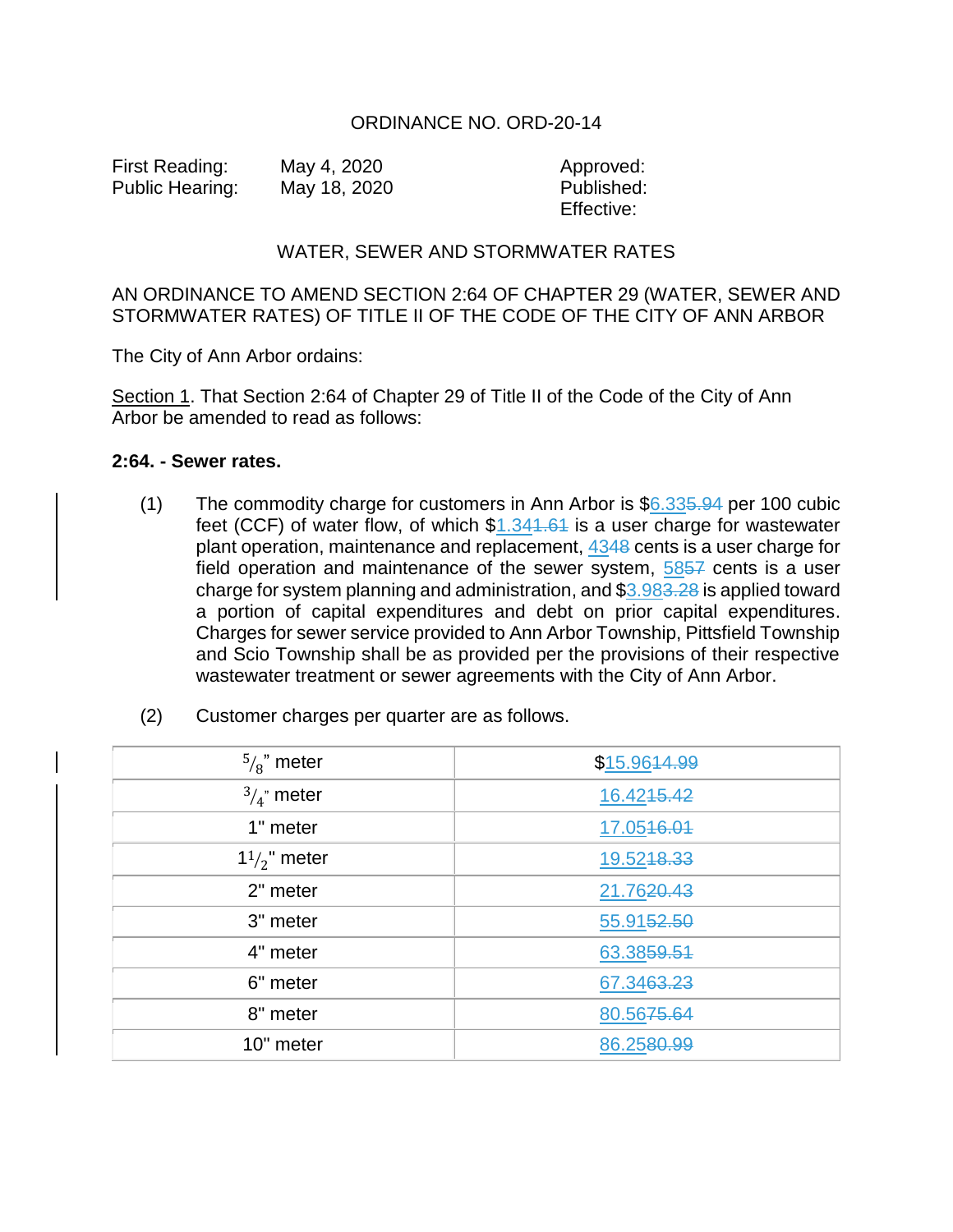ORDINANCE NO. ORD-20-14

First Reading: May 4, 2020
Public Hearing: May 18, 2020

Approved:
Published:
Effective:

WATER, SEWER AND STORMWATER RATES

AN ORDINANCE TO AMEND SECTION 2:64 OF CHAPTER 29 (WATER, SEWER AND STORMWATER RATES) OF TITLE II OF THE CODE OF THE CITY OF ANN ARBOR

The City of Ann Arbor ordains:

Section 1. That Section 2:64 of Chapter 29 of Title II of the Code of the City of Ann Arbor be amended to read as follows:

**2:64. - Sewer rates.**

(1) The commodity charge for customers in Ann Arbor is $6.33~~5.94~~ per 100 cubic feet (CCF) of water flow, of which $1.34~~1.61~~ is a user charge for wastewater plant operation, maintenance and replacement, 43~~48~~ cents is a user charge for field operation and maintenance of the sewer system, 58~~57~~ cents is a user charge for system planning and administration, and $3.98~~3.28~~ is applied toward a portion of capital expenditures and debt on prior capital expenditures. Charges for sewer service provided to Ann Arbor Township, Pittsfield Township and Scio Township shall be as provided per the provisions of their respective wastewater treatment or sewer agreements with the City of Ann Arbor.

(2) Customer charges per quarter are as follows.

| $\frac{5}{8}$" meter | $15.96~~14.99~~ |
|---|---|
| $\frac{3}{4}$" meter | 16.42~~15.42~~ |
| 1" meter | 17.05~~16.01~~ |
| $1\frac{1}{2}$" meter | 19.52~~18.33~~ |
| 2" meter | 21.76~~20.43~~ |
| 3" meter | 55.91~~52.50~~ |
| 4" meter | 63.38~~59.51~~ |
| 6" meter | 67.34~~63.23~~ |
| 8" meter | 80.56~~75.64~~ |
| 10" meter | 86.25~~80.99~~ |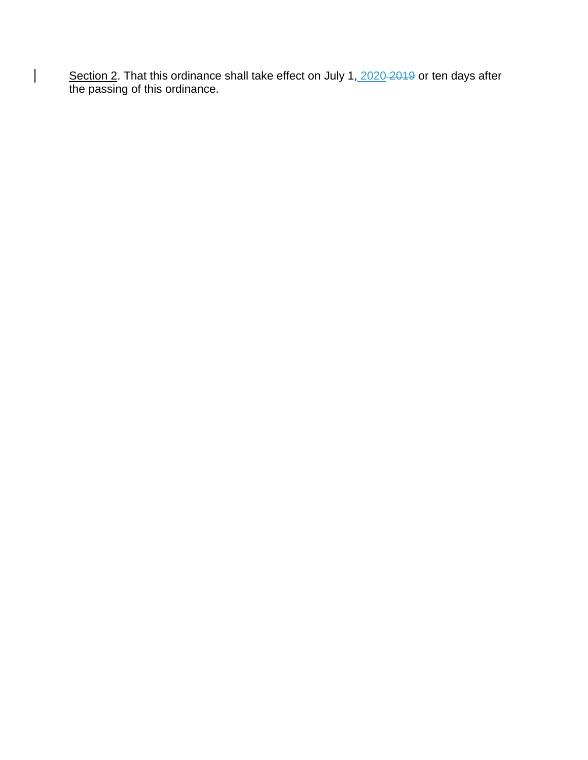Section 2. That this ordinance shall take effect on July 1, 2020 ~~2019~~ or ten days after the passing of this ordinance.